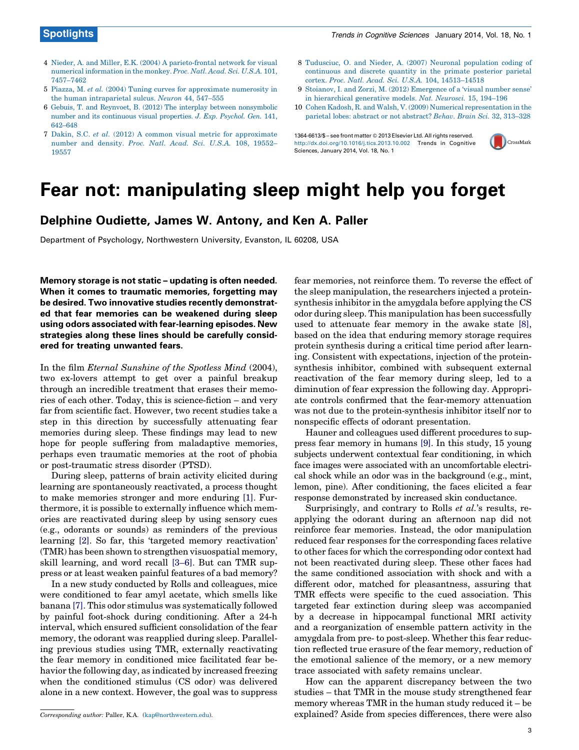4 Nieder, A. and Miller, E.K. (2004) A parieto-frontal network for visual numerical information in the monkey. *Proc. Natl. Acad. Sci. U.S.A.* 101, 7457–7462

5 Piazza, M. *et al.* (2004) Tuning curves for approximate numerosity in the human intraparietal sulcus. *Neuron* 44, 547–555

6 Gebuis, T. and Reynvoet, B. (2012) The interplay between nonsymbolic number and its continuous visual properties. *J. Exp. Psychol. Gen.* 141, 642–648

7 Dakin, S.C. *et al.* (2012) A common visual metric for approximate number and density. *Proc. Natl. Acad. Sci. U.S.A.* 108, 19552–19557

8 Tudusciuc, O. and Nieder, A. (2007) Neuronal population coding of continuous and discrete quantity in the primate posterior parietal cortex. *Proc. Natl. Acad. Sci. U.S.A.* 104, 14513–14518

9 Stoianov, I. and Zorzi, M. (2012) Emergence of a 'visual number sense' in hierarchical generative models. *Nat. Neurosci.* 15, 194–196

10 Cohen Kadosh, R. and Walsh, V. (2009) Numerical representation in the parietal lobes: abstract or not abstract? *Behav. Brain Sci.* 32, 313–328

1364-6613/$ – see front matter © 2013 Elsevier Ltd. All rights reserved. http://dx.doi.org/10.1016/j.tics.2013.10.002 Trends in Cognitive Sciences, January 2014, Vol. 18, No. 1

# Fear not: manipulating sleep might help you forget

## Delphine Oudiette, James W. Antony, and Ken A. Paller

Department of Psychology, Northwestern University, Evanston, IL 60208, USA

**Memory storage is not static – updating is often needed. When it comes to traumatic memories, forgetting may be desired. Two innovative studies recently demonstrated that fear memories can be weakened during sleep using odors associated with fear-learning episodes. New strategies along these lines should be carefully considered for treating unwanted fears.**

In the film *Eternal Sunshine of the Spotless Mind* (2004), two ex-lovers attempt to get over a painful breakup through an incredible treatment that erases their memories of each other. Today, this is science-fiction – and very far from scientific fact. However, two recent studies take a step in this direction by successfully attenuating fear memories during sleep. These findings may lead to new hope for people suffering from maladaptive memories, perhaps even traumatic memories at the root of phobia or post-traumatic stress disorder (PTSD).

During sleep, patterns of brain activity elicited during learning are spontaneously reactivated, a process thought to make memories stronger and more enduring [1]. Furthermore, it is possible to externally influence which memories are reactivated during sleep by using sensory cues (e.g., odorants or sounds) as reminders of the previous learning [2]. So far, this 'targeted memory reactivation' (TMR) has been shown to strengthen visuospatial memory, skill learning, and word recall [3–6]. But can TMR suppress or at least weaken painful features of a bad memory?

In a new study conducted by Rolls and colleagues, mice were conditioned to fear amyl acetate, which smells like banana [7]. This odor stimulus was systematically followed by painful foot-shock during conditioning. After a 24-h interval, which ensured sufficient consolidation of the fear memory, the odorant was reapplied during sleep. Paralleling previous studies using TMR, externally reactivating the fear memory in conditioned mice facilitated fear behavior the following day, as indicated by increased freezing when the conditioned stimulus (CS odor) was delivered alone in a new context. However, the goal was to suppress fear memories, not reinforce them. To reverse the effect of the sleep manipulation, the researchers injected a protein-synthesis inhibitor in the amygdala before applying the CS odor during sleep. This manipulation has been successfully used to attenuate fear memory in the awake state [8], based on the idea that enduring memory storage requires protein synthesis during a critical time period after learning. Consistent with expectations, injection of the protein-synthesis inhibitor, combined with subsequent external reactivation of the fear memory during sleep, led to a diminution of fear expression the following day. Appropriate controls confirmed that the fear-memory attenuation was not due to the protein-synthesis inhibitor itself nor to nonspecific effects of odorant presentation.

Hauner and colleagues used different procedures to suppress fear memory in humans [9]. In this study, 15 young subjects underwent contextual fear conditioning, in which face images were associated with an uncomfortable electrical shock while an odor was in the background (e.g., mint, lemon, pine). After conditioning, the faces elicited a fear response demonstrated by increased skin conductance.

Surprisingly, and contrary to Rolls *et al.*'s results, reapplying the odorant during an afternoon nap did not reinforce fear memories. Instead, the odor manipulation reduced fear responses for the corresponding faces relative to other faces for which the corresponding odor context had not been reactivated during sleep. These other faces had the same conditioned association with shock and with a different odor, matched for pleasantness, assuring that TMR effects were specific to the cued association. This targeted fear extinction during sleep was accompanied by a decrease in hippocampal functional MRI activity and a reorganization of ensemble pattern activity in the amygdala from pre- to post-sleep. Whether this fear reduction reflected true erasure of the fear memory, reduction of the emotional salience of the memory, or a new memory trace associated with safety remains unclear.

How can the apparent discrepancy between the two studies – that TMR in the mouse study strengthened fear memory whereas TMR in the human study reduced it – be explained? Aside from species differences, there were also

*Corresponding author:* Paller, K.A. (kap@northwestern.edu).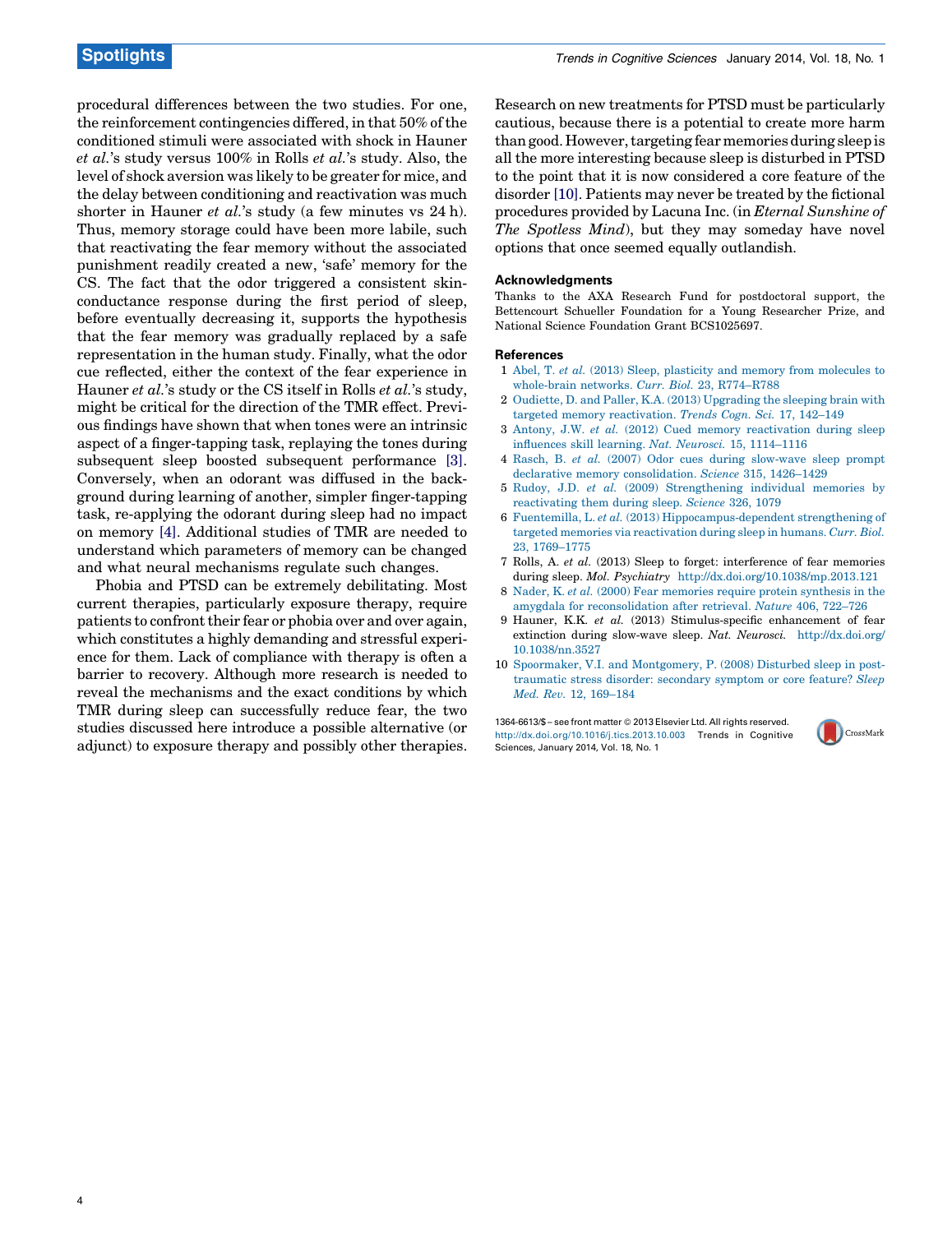procedural differences between the two studies. For one, the reinforcement contingencies differed, in that 50% of the conditioned stimuli were associated with shock in Hauner *et al.*'s study versus 100% in Rolls *et al.*'s study. Also, the level of shock aversion was likely to be greater for mice, and the delay between conditioning and reactivation was much shorter in Hauner *et al.*'s study (a few minutes vs 24 h). Thus, memory storage could have been more labile, such that reactivating the fear memory without the associated punishment readily created a new, 'safe' memory for the CS. The fact that the odor triggered a consistent skin-conductance response during the first period of sleep, before eventually decreasing it, supports the hypothesis that the fear memory was gradually replaced by a safe representation in the human study. Finally, what the odor cue reflected, either the context of the fear experience in Hauner *et al.*'s study or the CS itself in Rolls *et al.*'s study, might be critical for the direction of the TMR effect. Previous findings have shown that when tones were an intrinsic aspect of a finger-tapping task, replaying the tones during subsequent sleep boosted subsequent performance [3]. Conversely, when an odorant was diffused in the background during learning of another, simpler finger-tapping task, re-applying the odorant during sleep had no impact on memory [4]. Additional studies of TMR are needed to understand which parameters of memory can be changed and what neural mechanisms regulate such changes.

Phobia and PTSD can be extremely debilitating. Most current therapies, particularly exposure therapy, require patients to confront their fear or phobia over and over again, which constitutes a highly demanding and stressful experience for them. Lack of compliance with therapy is often a barrier to recovery. Although more research is needed to reveal the mechanisms and the exact conditions by which TMR during sleep can successfully reduce fear, the two studies discussed here introduce a possible alternative (or adjunct) to exposure therapy and possibly other therapies. Research on new treatments for PTSD must be particularly cautious, because there is a potential to create more harm than good. However, targeting fear memories during sleep is all the more interesting because sleep is disturbed in PTSD to the point that it is now considered a core feature of the disorder [10]. Patients may never be treated by the fictional procedures provided by Lacuna Inc. (in *Eternal Sunshine of The Spotless Mind*), but they may someday have novel options that once seemed equally outlandish.

### Acknowledgments

Thanks to the AXA Research Fund for postdoctoral support, the Bettencourt Schueller Foundation for a Young Researcher Prize, and National Science Foundation Grant BCS1025697.

### References

1. Abel, T. *et al.* (2013) Sleep, plasticity and memory from molecules to whole-brain networks. *Curr. Biol.* 23, R774–R788
2. Oudiette, D. and Paller, K.A. (2013) Upgrading the sleeping brain with targeted memory reactivation. *Trends Cogn. Sci.* 17, 142–149
3. Antony, J.W. *et al.* (2012) Cued memory reactivation during sleep influences skill learning. *Nat. Neurosci.* 15, 1114–1116
4. Rasch, B. *et al.* (2007) Odor cues during slow-wave sleep prompt declarative memory consolidation. *Science* 315, 1426–1429
5. Rudoy, J.D. *et al.* (2009) Strengthening individual memories by reactivating them during sleep. *Science* 326, 1079
6. Fuentemilla, L. *et al.* (2013) Hippocampus-dependent strengthening of targeted memories via reactivation during sleep in humans. *Curr. Biol.* 23, 1769–1775
7. Rolls, A. *et al.* (2013) Sleep to forget: interference of fear memories during sleep. *Mol. Psychiatry* http://dx.doi.org/10.1038/mp.2013.121
8. Nader, K. *et al.* (2000) Fear memories require protein synthesis in the amygdala for reconsolidation after retrieval. *Nature* 406, 722–726
9. Hauner, K.K. *et al.* (2013) Stimulus-specific enhancement of fear extinction during slow-wave sleep. *Nat. Neurosci.* http://dx.doi.org/10.1038/nn.3527
10. Spoormaker, V.I. and Montgomery, P. (2008) Disturbed sleep in post-traumatic stress disorder: secondary symptom or core feature? *Sleep Med. Rev.* 12, 169–184

1364-6613/$ – see front matter © 2013 Elsevier Ltd. All rights reserved.
http://dx.doi.org/10.1016/j.tics.2013.10.003 Trends in Cognitive Sciences, January 2014, Vol. 18, No. 1